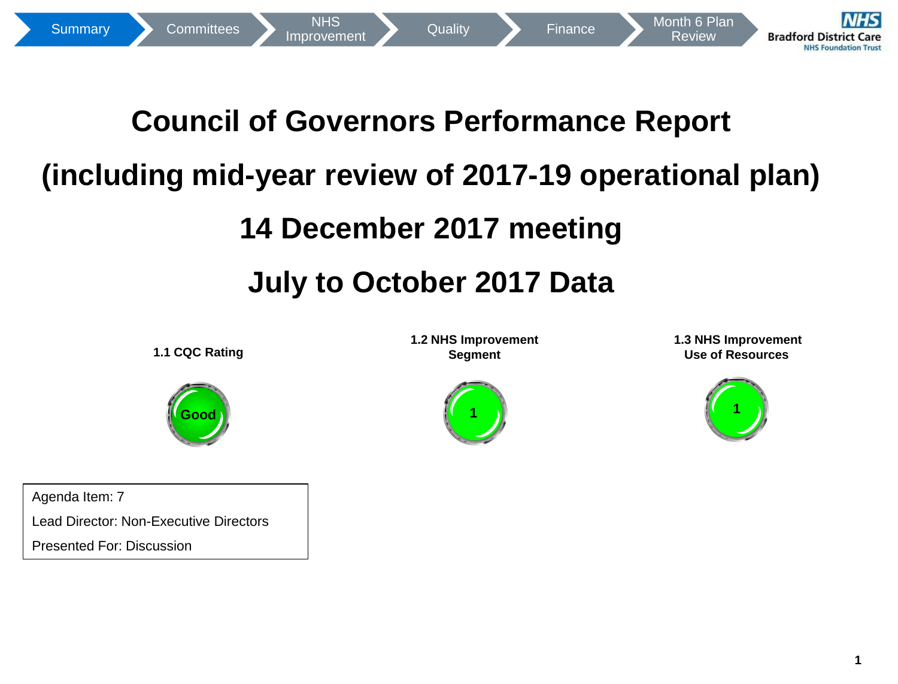Summary | Committees | NHS Improvement | Quality | Finance | Month 6 Plan Review

NHS Bradford District Care NHS Foundation Trust

# Council of Governors Performance Report

# (including mid-year review of 2017-19 operational plan)

# 14 December 2017 meeting

# July to October 2017 Data

**1.1 CQC Rating**

Good

**1.2 NHS Improvement Segment**

1

**1.3 NHS Improvement Use of Resources**

1

Agenda Item: 7

Lead Director: Non-Executive Directors

Presented For: Discussion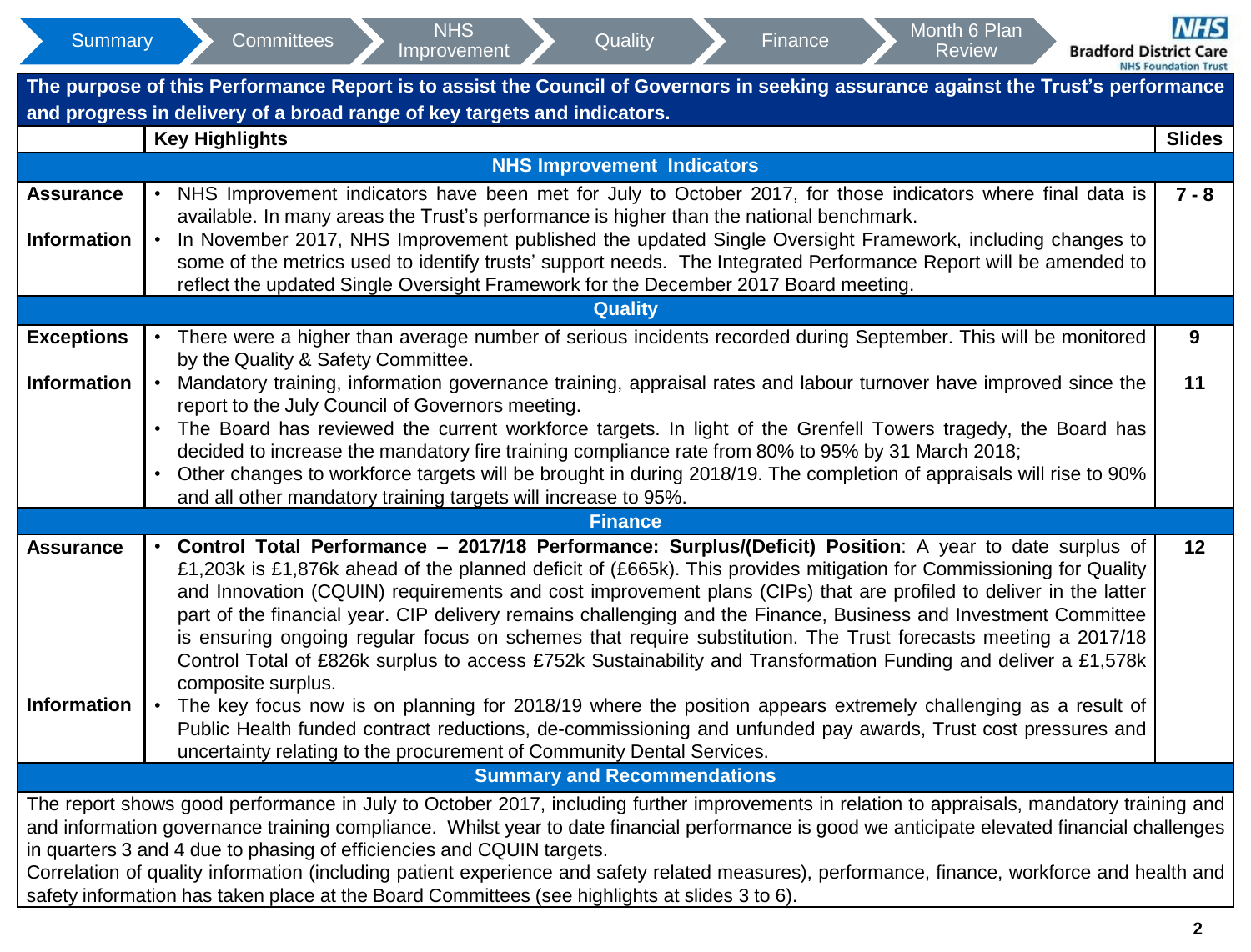Summary | Committees | NHS Improvement | Quality | Finance | Month 6 Plan Review

**NHS Bradford District Care NHS Foundation Trust**

**The purpose of this Performance Report is to assist the Council of Governors in seeking assurance against the Trust's performance and progress in delivery of a broad range of key targets and indicators.**

| | Key Highlights | Slides |
|---|---|---|
| | **NHS Improvement Indicators** | |
| **Assurance** | • NHS Improvement indicators have been met for July to October 2017, for those indicators where final data is available. In many areas the Trust's performance is higher than the national benchmark. | 7 - 8 |
| **Information** | • In November 2017, NHS Improvement published the updated Single Oversight Framework, including changes to some of the metrics used to identify trusts' support needs. The Integrated Performance Report will be amended to reflect the updated Single Oversight Framework for the December 2017 Board meeting. | |
| | **Quality** | |
| **Exceptions** | • There were a higher than average number of serious incidents recorded during September. This will be monitored by the Quality & Safety Committee. | 9 |
| **Information** | • Mandatory training, information governance training, appraisal rates and labour turnover have improved since the report to the July Council of Governors meeting.<br>• The Board has reviewed the current workforce targets. In light of the Grenfell Towers tragedy, the Board has decided to increase the mandatory fire training compliance rate from 80% to 95% by 31 March 2018;<br>• Other changes to workforce targets will be brought in during 2018/19. The completion of appraisals will rise to 90% and all other mandatory training targets will increase to 95%. | 11 |
| | **Finance** | |
| **Assurance** | • **Control Total Performance – 2017/18 Performance: Surplus/(Deficit) Position**: A year to date surplus of £1,203k is £1,876k ahead of the planned deficit of (£665k). This provides mitigation for Commissioning for Quality and Innovation (CQUIN) requirements and cost improvement plans (CIPs) that are profiled to deliver in the latter part of the financial year. CIP delivery remains challenging and the Finance, Business and Investment Committee is ensuring ongoing regular focus on schemes that require substitution. The Trust forecasts meeting a 2017/18 Control Total of £826k surplus to access £752k Sustainability and Transformation Funding and deliver a £1,578k composite surplus. | 12 |
| **Information** | • The key focus now is on planning for 2018/19 where the position appears extremely challenging as a result of Public Health funded contract reductions, de-commissioning and unfunded pay awards, Trust cost pressures and uncertainty relating to the procurement of Community Dental Services. | |

**Summary and Recommendations**

The report shows good performance in July to October 2017, including further improvements in relation to appraisals, mandatory training and and information governance training compliance. Whilst year to date financial performance is good we anticipate elevated financial challenges in quarters 3 and 4 due to phasing of efficiencies and CQUIN targets.

Correlation of quality information (including patient experience and safety related measures), performance, finance, workforce and health and safety information has taken place at the Board Committees (see highlights at slides 3 to 6).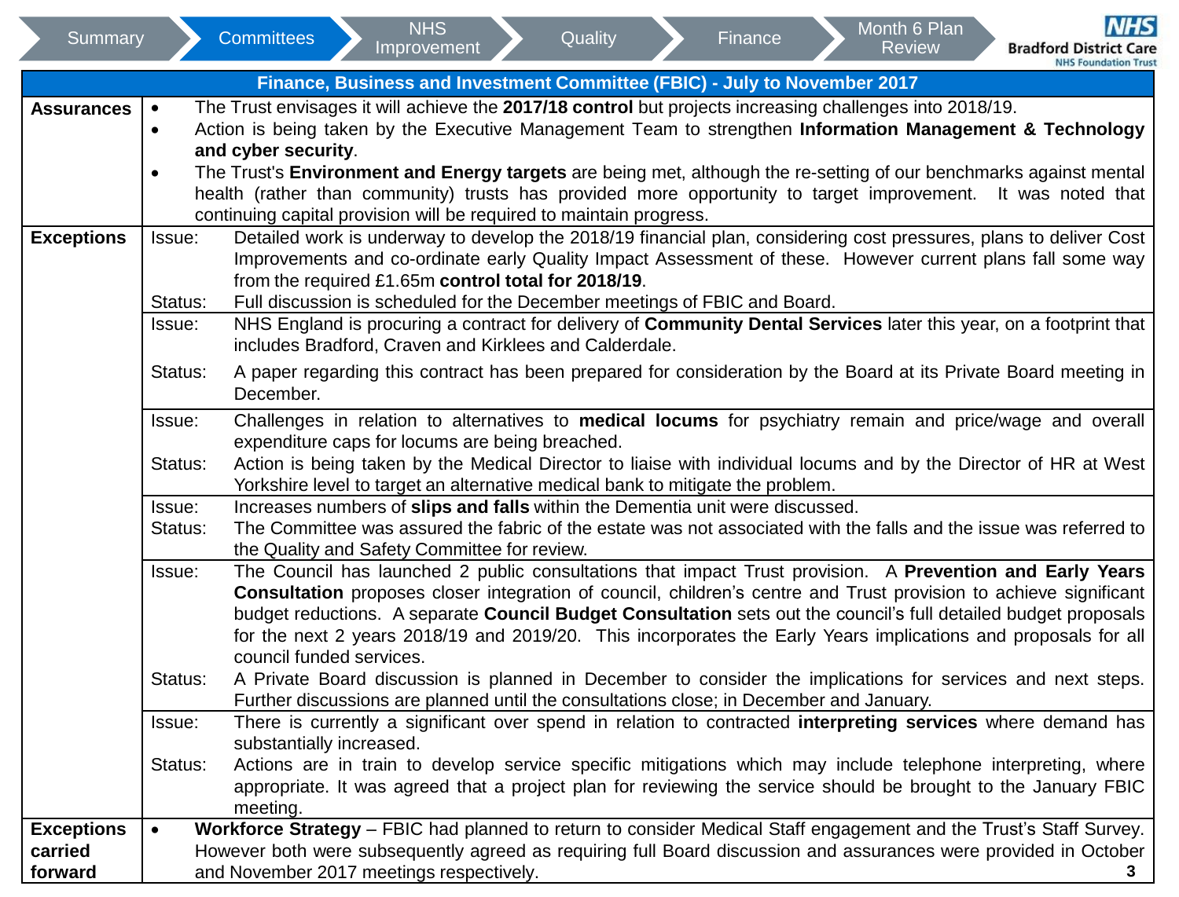Summary | Committees | NHS Improvement | Quality | Finance | Month 6 Plan Review

## Finance, Business and Investment Committee (FBIC) - July to November 2017

| | |
|---|---|
| **Assurances** | • The Trust envisages it will achieve the **2017/18 control** but projects increasing challenges into 2018/19.<br>• Action is being taken by the Executive Management Team to strengthen **Information Management & Technology and cyber security**.<br>• The Trust's **Environment and Energy targets** are being met, although the re-setting of our benchmarks against mental health (rather than community) trusts has provided more opportunity to target improvement. It was noted that continuing capital provision will be required to maintain progress. |
| **Exceptions** | Issue: Detailed work is underway to develop the 2018/19 financial plan, considering cost pressures, plans to deliver Cost Improvements and co-ordinate early Quality Impact Assessment of these. However current plans fall some way from the required £1.65m **control total for 2018/19**.<br>Status: Full discussion is scheduled for the December meetings of FBIC and Board. |
| | Issue: NHS England is procuring a contract for delivery of **Community Dental Services** later this year, on a footprint that includes Bradford, Craven and Kirklees and Calderdale.<br>Status: A paper regarding this contract has been prepared for consideration by the Board at its Private Board meeting in December. |
| | Issue: Challenges in relation to alternatives to **medical locums** for psychiatry remain and price/wage and overall expenditure caps for locums are being breached.<br>Status: Action is being taken by the Medical Director to liaise with individual locums and by the Director of HR at West Yorkshire level to target an alternative medical bank to mitigate the problem. |
| | Issue: Increases numbers of **slips and falls** within the Dementia unit were discussed.<br>Status: The Committee was assured the fabric of the estate was not associated with the falls and the issue was referred to the Quality and Safety Committee for review. |
| | Issue: The Council has launched 2 public consultations that impact Trust provision. A **Prevention and Early Years Consultation** proposes closer integration of council, children's centre and Trust provision to achieve significant budget reductions. A separate **Council Budget Consultation** sets out the council's full detailed budget proposals for the next 2 years 2018/19 and 2019/20. This incorporates the Early Years implications and proposals for all council funded services.<br>Status: A Private Board discussion is planned in December to consider the implications for services and next steps. Further discussions are planned until the consultations close; in December and January. |
| | Issue: There is currently a significant over spend in relation to contracted **interpreting services** where demand has substantially increased.<br>Status: Actions are in train to develop service specific mitigations which may include telephone interpreting, where appropriate. It was agreed that a project plan for reviewing the service should be brought to the January FBIC meeting. |
| **Exceptions carried forward** | • **Workforce Strategy** – FBIC had planned to return to consider Medical Staff engagement and the Trust's Staff Survey. However both were subsequently agreed as requiring full Board discussion and assurances were provided in October and November 2017 meetings respectively. |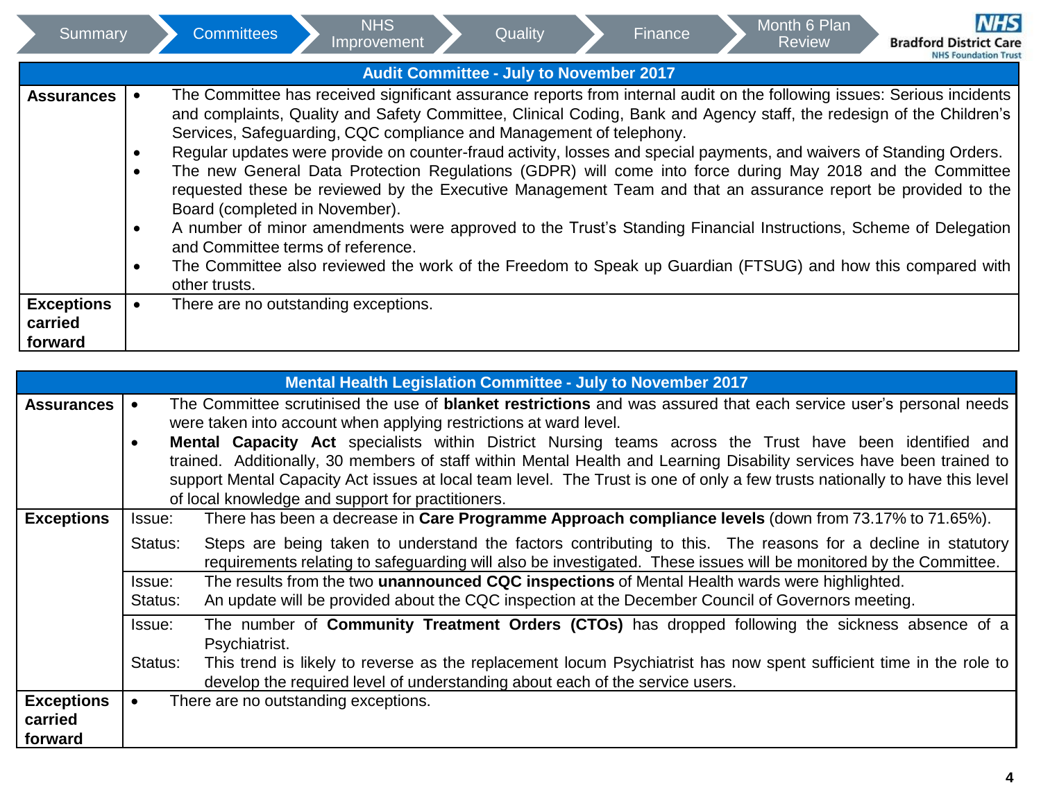Summary | **Committees** | NHS Improvement | Quality | Finance | Month 6 Plan Review

NHS Bradford District Care NHS Foundation Trust

| Audit Committee - July to November 2017 | |
|---|---|
| **Assurances** | • The Committee has received significant assurance reports from internal audit on the following issues: Serious incidents and complaints, Quality and Safety Committee, Clinical Coding, Bank and Agency staff, the redesign of the Children's Services, Safeguarding, CQC compliance and Management of telephony.<br>• Regular updates were provide on counter-fraud activity, losses and special payments, and waivers of Standing Orders.<br>• The new General Data Protection Regulations (GDPR) will come into force during May 2018 and the Committee requested these be reviewed by the Executive Management Team and that an assurance report be provided to the Board (completed in November).<br>• A number of minor amendments were approved to the Trust's Standing Financial Instructions, Scheme of Delegation and Committee terms of reference.<br>• The Committee also reviewed the work of the Freedom to Speak up Guardian (FTSUG) and how this compared with other trusts. |
| **Exceptions carried forward** | • There are no outstanding exceptions. |

| Mental Health Legislation Committee - July to November 2017 | |
|---|---|
| **Assurances** | • The Committee scrutinised the use of **blanket restrictions** and was assured that each service user's personal needs were taken into account when applying restrictions at ward level.<br>• **Mental Capacity Act** specialists within District Nursing teams across the Trust have been identified and trained. Additionally, 30 members of staff within Mental Health and Learning Disability services have been trained to support Mental Capacity Act issues at local team level. The Trust is one of only a few trusts nationally to have this level of local knowledge and support for practitioners. |
| **Exceptions** | Issue: There has been a decrease in **Care Programme Approach compliance levels** (down from 73.17% to 71.65%).<br>Status: Steps are being taken to understand the factors contributing to this. The reasons for a decline in statutory requirements relating to safeguarding will also be investigated. These issues will be monitored by the Committee. |
| | Issue: The results from the two **unannounced CQC inspections** of Mental Health wards were highlighted.<br>Status: An update will be provided about the CQC inspection at the December Council of Governors meeting. |
| | Issue: The number of **Community Treatment Orders (CTOs)** has dropped following the sickness absence of a Psychiatrist.<br>Status: This trend is likely to reverse as the replacement locum Psychiatrist has now spent sufficient time in the role to develop the required level of understanding about each of the service users. |
| **Exceptions carried forward** | • There are no outstanding exceptions. |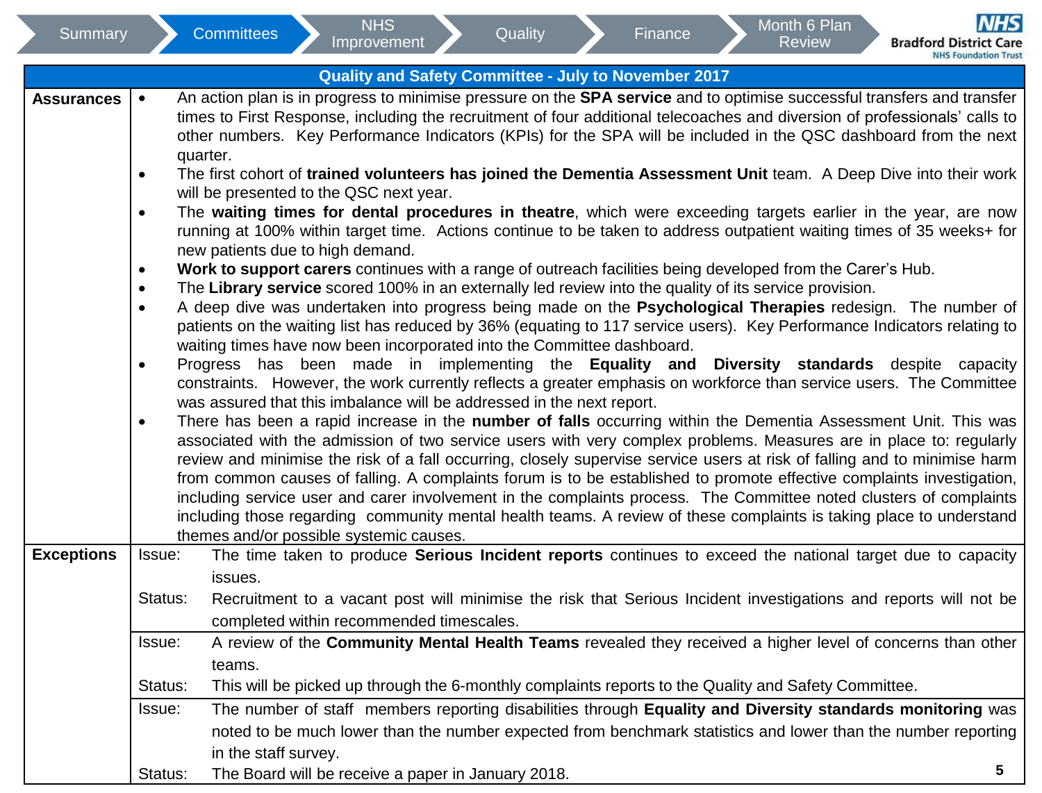Summary | Committees | NHS Improvement | Quality | Finance | Month 6 Plan Review

## Quality and Safety Committee - July to November 2017

**Assurances**

- An action plan is in progress to minimise pressure on the **SPA service** and to optimise successful transfers and transfer times to First Response, including the recruitment of four additional telecoaches and diversion of professionals' calls to other numbers. Key Performance Indicators (KPIs) for the SPA will be included in the QSC dashboard from the next quarter.
- The first cohort of **trained volunteers has joined the Dementia Assessment Unit** team. A Deep Dive into their work will be presented to the QSC next year.
- The **waiting times for dental procedures in theatre**, which were exceeding targets earlier in the year, are now running at 100% within target time. Actions continue to be taken to address outpatient waiting times of 35 weeks+ for new patients due to high demand.
- **Work to support carers** continues with a range of outreach facilities being developed from the Carer's Hub.
- The **Library service** scored 100% in an externally led review into the quality of its service provision.
- A deep dive was undertaken into progress being made on the **Psychological Therapies** redesign. The number of patients on the waiting list has reduced by 36% (equating to 117 service users). Key Performance Indicators relating to waiting times have now been incorporated into the Committee dashboard.
- Progress has been made in implementing the **Equality and Diversity standards** despite capacity constraints. However, the work currently reflects a greater emphasis on workforce than service users. The Committee was assured that this imbalance will be addressed in the next report.
- There has been a rapid increase in the **number of falls** occurring within the Dementia Assessment Unit. This was associated with the admission of two service users with very complex problems. Measures are in place to: regularly review and minimise the risk of a fall occurring, closely supervise service users at risk of falling and to minimise harm from common causes of falling. A complaints forum is to be established to promote effective complaints investigation, including service user and carer involvement in the complaints process. The Committee noted clusters of complaints including those regarding community mental health teams. A review of these complaints is taking place to understand themes and/or possible systemic causes.

**Exceptions**

| | |
|---|---|
| Issue: | The time taken to produce **Serious Incident reports** continues to exceed the national target due to capacity issues. |
| Status: | Recruitment to a vacant post will minimise the risk that Serious Incident investigations and reports will not be completed within recommended timescales. |
| Issue: | A review of the **Community Mental Health Teams** revealed they received a higher level of concerns than other teams. |
| Status: | This will be picked up through the 6-monthly complaints reports to the Quality and Safety Committee. |
| Issue: | The number of staff members reporting disabilities through **Equality and Diversity standards monitoring** was noted to be much lower than the number expected from benchmark statistics and lower than the number reporting in the staff survey. |
| Status: | The Board will be receive a paper in January 2018. |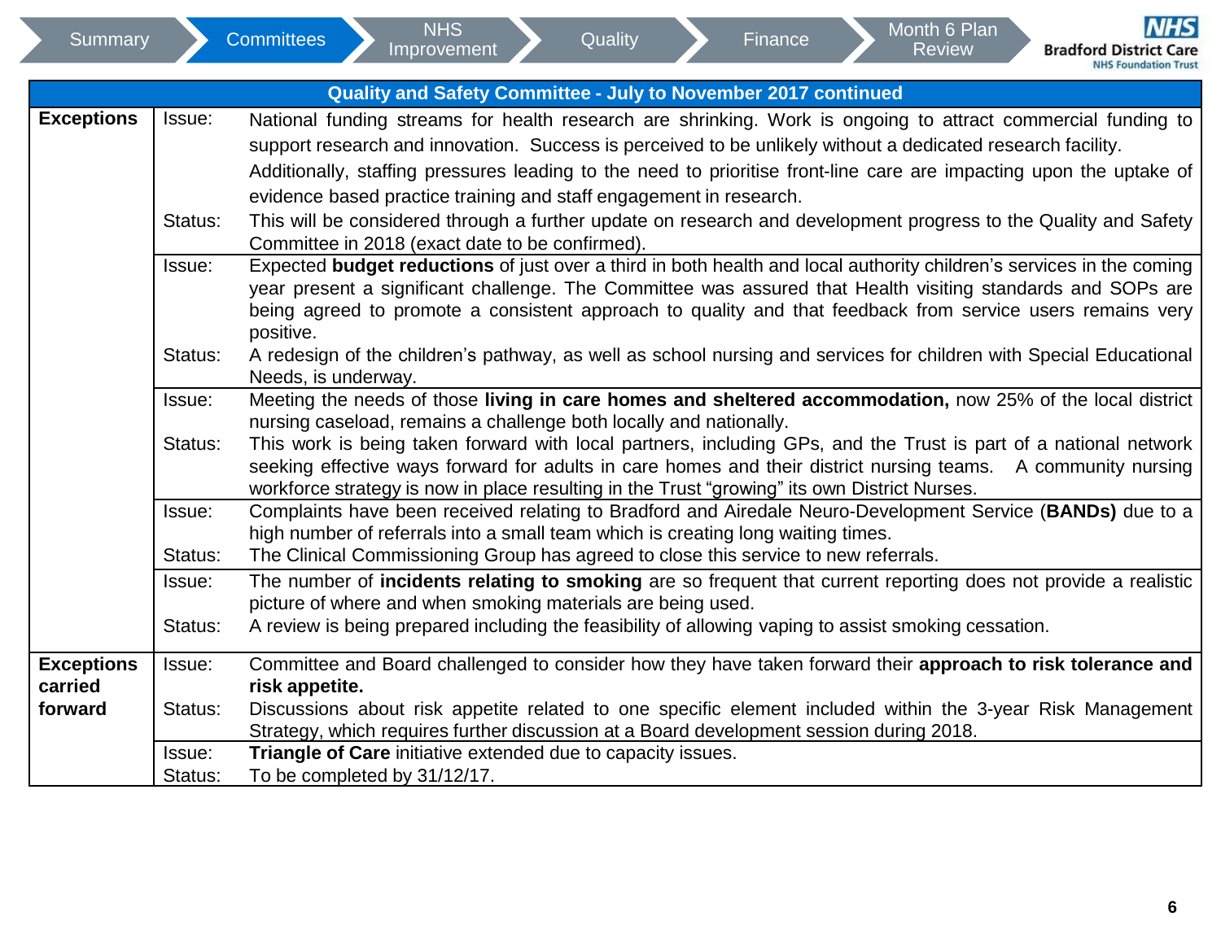## Quality and Safety Committee - July to November 2017 continued

| | | |
|---|---|---|
| **Exceptions** | Issue: | National funding streams for health research are shrinking. Work is ongoing to attract commercial funding to support research and innovation. Success is perceived to be unlikely without a dedicated research facility. Additionally, staffing pressures leading to the need to prioritise front-line care are impacting upon the uptake of evidence based practice training and staff engagement in research. |
| | Status: | This will be considered through a further update on research and development progress to the Quality and Safety Committee in 2018 (exact date to be confirmed). |
| | Issue: | Expected **budget reductions** of just over a third in both health and local authority children's services in the coming year present a significant challenge. The Committee was assured that Health visiting standards and SOPs are being agreed to promote a consistent approach to quality and that feedback from service users remains very positive. |
| | Status: | A redesign of the children's pathway, as well as school nursing and services for children with Special Educational Needs, is underway. |
| | Issue: | Meeting the needs of those **living in care homes and sheltered accommodation,** now 25% of the local district nursing caseload, remains a challenge both locally and nationally. |
| | Status: | This work is being taken forward with local partners, including GPs, and the Trust is part of a national network seeking effective ways forward for adults in care homes and their district nursing teams. A community nursing workforce strategy is now in place resulting in the Trust "growing" its own District Nurses. |
| | Issue: | Complaints have been received relating to Bradford and Airedale Neuro-Development Service (**BANDs)** due to a high number of referrals into a small team which is creating long waiting times. |
| | Status: | The Clinical Commissioning Group has agreed to close this service to new referrals. |
| | Issue: | The number of **incidents relating to smoking** are so frequent that current reporting does not provide a realistic picture of where and when smoking materials are being used. |
| | Status: | A review is being prepared including the feasibility of allowing vaping to assist smoking cessation. |
| **Exceptions carried forward** | Issue: | Committee and Board challenged to consider how they have taken forward their **approach to risk tolerance and risk appetite.** |
| | Status: | Discussions about risk appetite related to one specific element included within the 3-year Risk Management Strategy, which requires further discussion at a Board development session during 2018. |
| | Issue: | **Triangle of Care** initiative extended due to capacity issues. |
| | Status: | To be completed by 31/12/17. |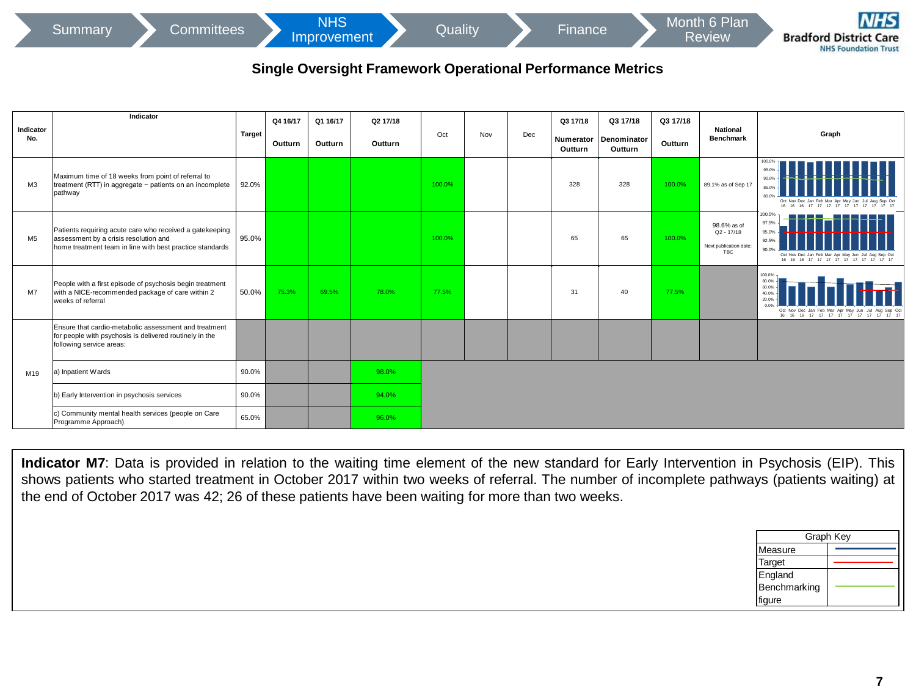Summary | Committees | NHS Improvement | Quality | Finance | Month 6 Plan Review

## Single Oversight Framework Operational Performance Metrics

| Indicator No. | Indicator | Target | Q4 16/17 Outturn | Q1 16/17 Outturn | Q2 17/18 Outturn | Oct | Nov | Dec | Q3 17/18 Numerator Outturn | Q3 17/18 Denominator Outturn | Q3 17/18 Outturn | National Benchmark | Graph |
|---|---|---|---|---|---|---|---|---|---|---|---|---|---|
| M3 | Maximum time of 18 weeks from point of referral to treatment (RTT) in aggregate – patients on an incomplete pathway | 92.0% | | | | 100.0% | | | 328 | 328 | 100.0% | 89.1% as of Sep 17 | |
| M5 | Patients requiring acute care who received a gatekeeping assessment by a crisis resolution and home treatment team in line with best practice standards | 95.0% | | | | 100.0% | | | 65 | 65 | 100.0% | 98.6% as of Q2 - 17/18<br>Next publication date: TBC | |
| M7 | People with a first episode of psychosis begin treatment with a NICE-recommended package of care within 2 weeks of referral | 50.0% | 75.3% | 69.5% | 78.0% | 77.5% | | | 31 | 40 | 77.5% | | |
| M19 | Ensure that cardio-metabolic assessment and treatment for people with psychosis is delivered routinely in the following service areas: | | | | | | | | | | | | |
| | a) Inpatient Wards | 90.0% | | | 98.0% | | | | | | | | |
| | b) Early Intervention in psychosis services | 90.0% | | | 94.0% | | | | | | | | |
| | c) Community mental health services (people on Care Programme Approach) | 65.0% | | | 96.0% | | | | | | | | |

**Indicator M7**: Data is provided in relation to the waiting time element of the new standard for Early Intervention in Psychosis (EIP). This shows patients who started treatment in October 2017 within two weeks of referral. The number of incomplete pathways (patients waiting) at the end of October 2017 was 42; 26 of these patients have been waiting for more than two weeks.

| Graph Key | |
|---|---|
| Measure | (blue line) |
| Target | (red line) |
| England Benchmarking figure | (green line) |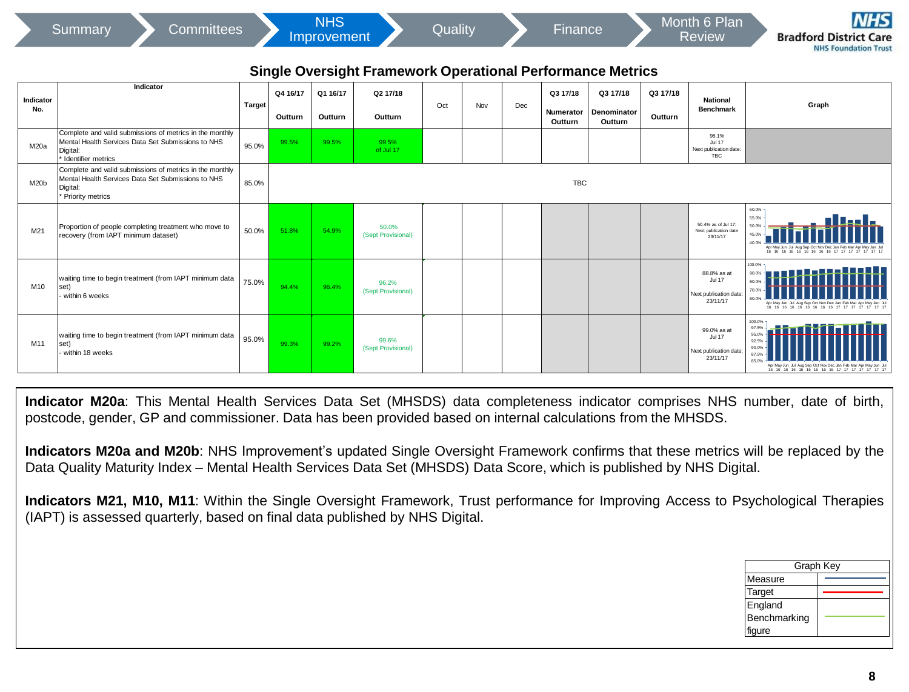Summary | Committees | NHS Improvement | Quality | Finance | Month 6 Plan Review

## Single Oversight Framework Operational Performance Metrics

| Indicator No. | Indicator | Target | Q4 16/17 Outturn | Q1 16/17 Outturn | Q2 17/18 Outturn | Oct | Nov | Dec | Q3 17/18 Numerator Outturn | Q3 17/18 Denominator Outturn | Q3 17/18 Outturn | National Benchmark | Graph |
|---|---|---|---|---|---|---|---|---|---|---|---|---|---|
| M20a | Complete and valid submissions of metrics in the monthly Mental Health Services Data Set Submissions to NHS Digital: * Identifier metrics | 95.0% | 99.5% | 99.5% | 99.5% of Jul 17 | | | | | | | 98.1% Jul 17 Next publication date: TBC | |
| M20b | Complete and valid submissions of metrics in the monthly Mental Health Services Data Set Submissions to NHS Digital: * Priority metrics | 85.0% | TBC | | | | | | | | | | |
| M21 | Proportion of people completing treatment who move to recovery (from IAPT minimum dataset) | 50.0% | 51.8% | 54.9% | 50.0% (Sept Provisional) | | | | | | | 50.4% as of Jul 17: Next publication date 23/11/17 | |
| M10 | waiting time to begin treatment (from IAPT minimum data set) - within 6 weeks | 75.0% | 94.4% | 96.4% | 96.2% (Sept Provisional) | | | | | | | 88.8% as at Jul 17 Next publication date: 23/11/17 | |
| M11 | waiting time to begin treatment (from IAPT minimum data set) - within 18 weeks | 95.0% | 99.3% | 99.2% | 99.6% (Sept Provisional) | | | | | | | 99.0% as at Jul 17 Next publication date: 23/11/17 | |

**Indicator M20a**: This Mental Health Services Data Set (MHSDS) data completeness indicator comprises NHS number, date of birth, postcode, gender, GP and commissioner. Data has been provided based on internal calculations from the MHSDS.

**Indicators M20a and M20b**: NHS Improvement's updated Single Oversight Framework confirms that these metrics will be replaced by the Data Quality Maturity Index – Mental Health Services Data Set (MHSDS) Data Score, which is published by NHS Digital.

**Indicators M21, M10, M11**: Within the Single Oversight Framework, Trust performance for Improving Access to Psychological Therapies (IAPT) is assessed quarterly, based on final data published by NHS Digital.

| Graph Key | |
|---|---|
| Measure | (blue line) |
| Target | (red line) |
| England Benchmarking figure | (green line) |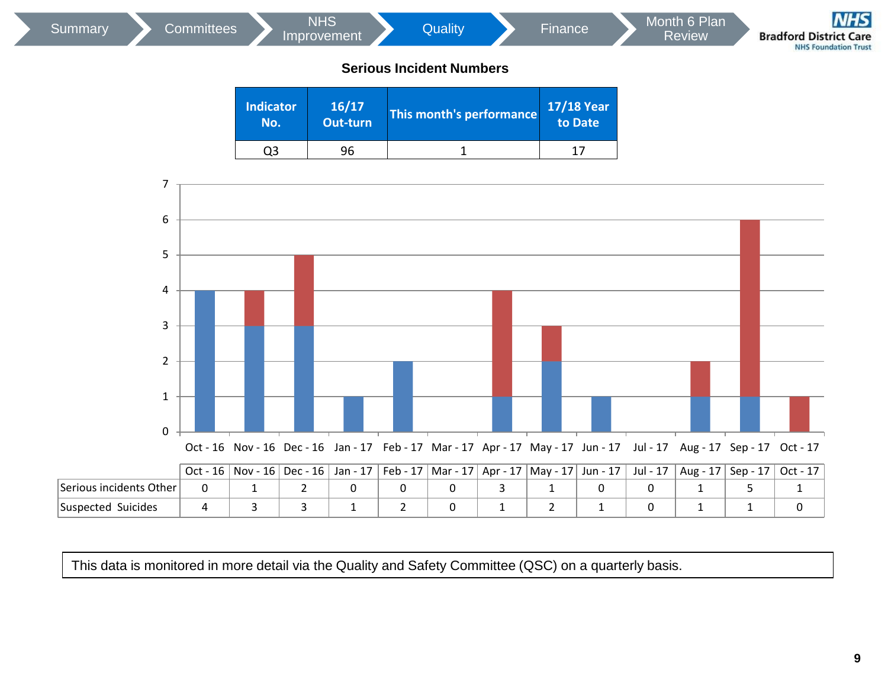Summary | Committees | NHS Improvement | Quality | Finance | Month 6 Plan Review

## Serious Incident Numbers

| Indicator No. | 16/17 Out-turn | This month's performance | 17/18 Year to Date |
|---|---|---|---|
| Q3 | 96 | 1 | 17 |

| | Oct - 16 | Nov - 16 | Dec - 16 | Jan - 17 | Feb - 17 | Mar - 17 | Apr - 17 | May - 17 | Jun - 17 | Jul - 17 | Aug - 17 | Sep - 17 | Oct - 17 |
|---|---|---|---|---|---|---|---|---|---|---|---|---|---|
| Serious incidents Other | 0 | 1 | 2 | 0 | 0 | 0 | 3 | 1 | 0 | 0 | 1 | 5 | 1 |
| Suspected Suicides | 4 | 3 | 3 | 1 | 2 | 0 | 1 | 2 | 1 | 0 | 1 | 1 | 0 |

This data is monitored in more detail via the Quality and Safety Committee (QSC) on a quarterly basis.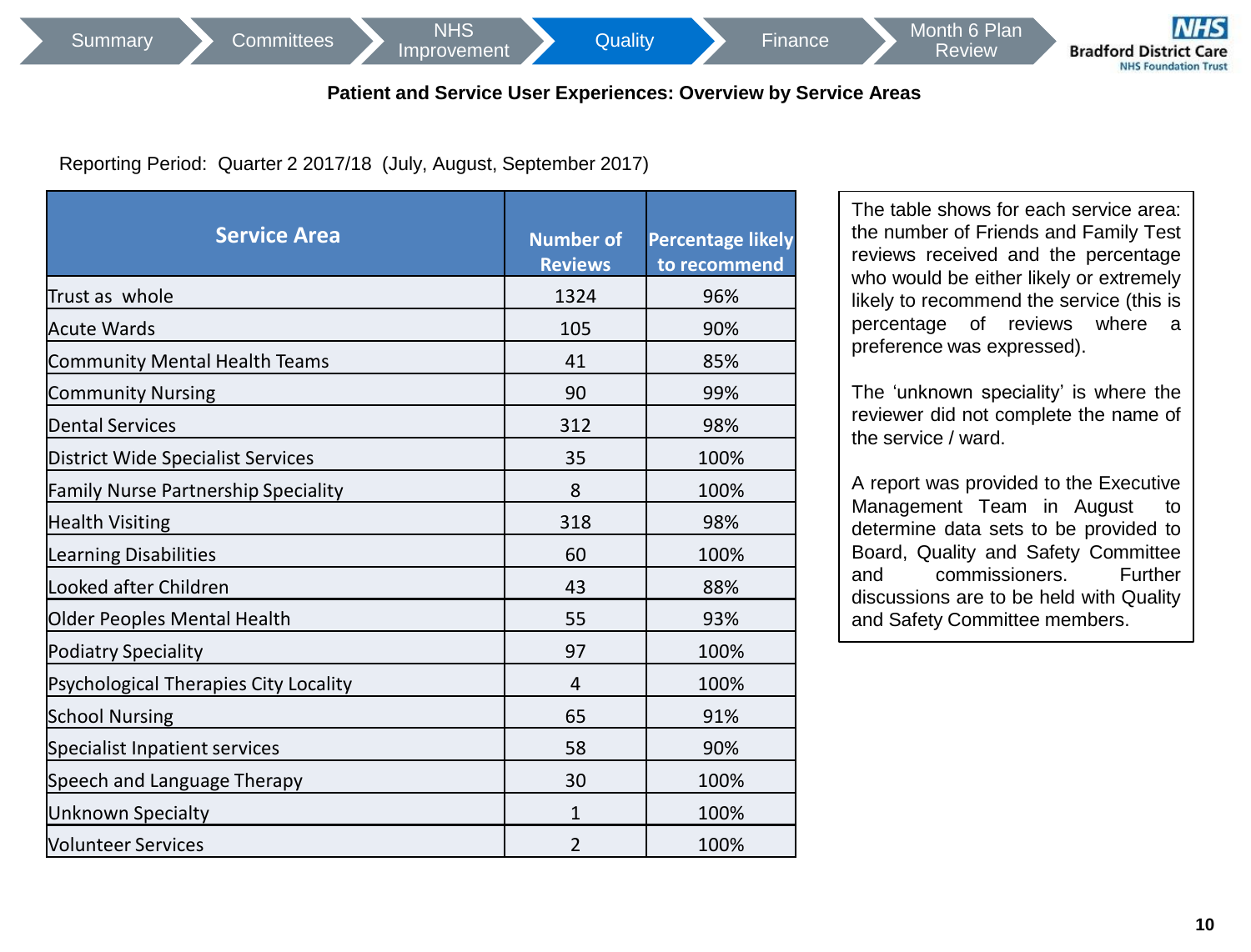Summary | Committees | NHS Improvement | Quality | Finance | Month 6 Plan Review

## Patient and Service User Experiences: Overview by Service Areas

Reporting Period: Quarter 2 2017/18 (July, August, September 2017)

| Service Area | Number of Reviews | Percentage likely to recommend |
|---|---|---|
| Trust as whole | 1324 | 96% |
| Acute Wards | 105 | 90% |
| Community Mental Health Teams | 41 | 85% |
| Community Nursing | 90 | 99% |
| Dental Services | 312 | 98% |
| District Wide Specialist Services | 35 | 100% |
| Family Nurse Partnership Speciality | 8 | 100% |
| Health Visiting | 318 | 98% |
| Learning Disabilities | 60 | 100% |
| Looked after Children | 43 | 88% |
| Older Peoples Mental Health | 55 | 93% |
| Podiatry Speciality | 97 | 100% |
| Psychological Therapies City Locality | 4 | 100% |
| School Nursing | 65 | 91% |
| Specialist Inpatient services | 58 | 90% |
| Speech and Language Therapy | 30 | 100% |
| Unknown Specialty | 1 | 100% |
| Volunteer Services | 2 | 100% |

The table shows for each service area: the number of Friends and Family Test reviews received and the percentage who would be either likely or extremely likely to recommend the service (this is percentage of reviews where a preference was expressed).

The ‘unknown speciality’ is where the reviewer did not complete the name of the service / ward.

A report was provided to the Executive Management Team in August to determine data sets to be provided to Board, Quality and Safety Committee and commissioners. Further discussions are to be held with Quality and Safety Committee members.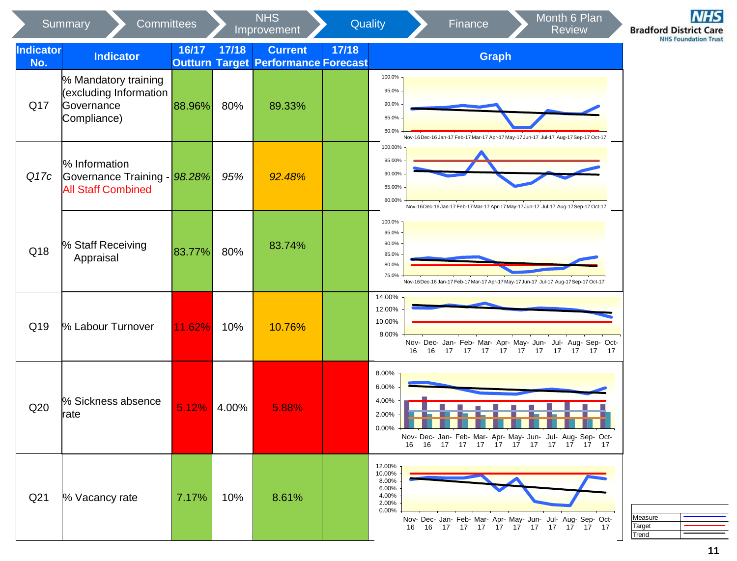Summary | Committees | NHS Improvement | Quality | Finance | Month 6 Plan Review

Bradford District Care NHS Foundation Trust

| Indicator No. | Indicator | 16/17 Outturn | 17/18 Target | Current Performance | 17/18 Forecast | Graph |
|---|---|---|---|---|---|---|
| Q17 | % Mandatory training (excluding Information Governance Compliance) | 88.96% | 80% | 89.33% | | |
| *Q17c* | % Information Governance Training - All Staff Combined | *98.28%* | *95%* | *92.48%* | | |
| Q18 | % Staff Receiving Appraisal | 83.77% | 80% | 83.74% | | |
| Q19 | % Labour Turnover | 11.62% | 10% | 10.76% | | |
| Q20 | % Sickness absence rate | 5.12% | 4.00% | 5.88% | | |
| Q21 | % Vacancy rate | 7.17% | 10% | 8.61% | | |

| Measure | |
|---|---|
| Target | |
| Trend | |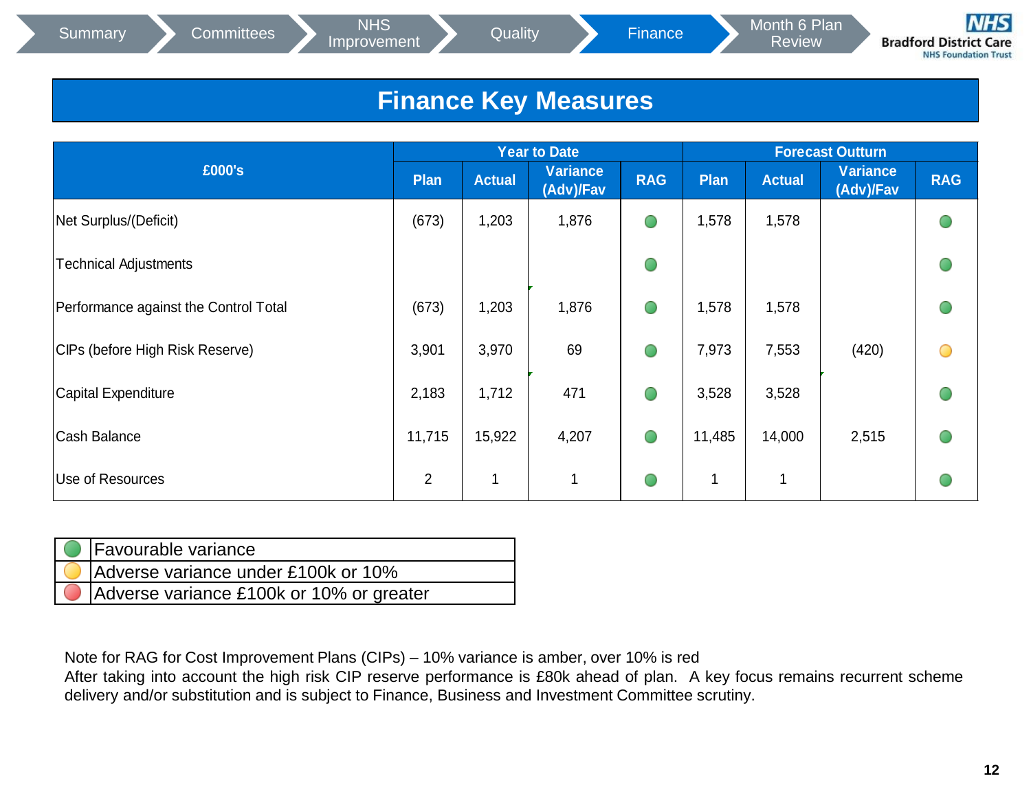Summary | Committees | NHS Improvement | Quality | Finance | Month 6 Plan Review

# Finance Key Measures

| £000's | Year to Date | | | | Forecast Outturn | | | |
|---|---|---|---|---|---|---|---|---|
| | Plan | Actual | Variance (Adv)/Fav | RAG | Plan | Actual | Variance (Adv)/Fav | RAG |
| Net Surplus/(Deficit) | (673) | 1,203 | 1,876 | Green | 1,578 | 1,578 | | Green |
| Technical Adjustments | | | | Green | | | | Green |
| Performance against the Control Total | (673) | 1,203 | 1,876 | Green | 1,578 | 1,578 | | Green |
| CIPs (before High Risk Reserve) | 3,901 | 3,970 | 69 | Green | 7,973 | 7,553 | (420) | Amber |
| Capital Expenditure | 2,183 | 1,712 | 471 | Green | 3,528 | 3,528 | | Green |
| Cash Balance | 11,715 | 15,922 | 4,207 | Green | 11,485 | 14,000 | 2,515 | Green |
| Use of Resources | 2 | 1 | 1 | Green | 1 | 1 | | Green |

| RAG | Description |
|---|---|
| Green | Favourable variance |
| Amber | Adverse variance under £100k or 10% |
| Red | Adverse variance £100k or 10% or greater |

Note for RAG for Cost Improvement Plans (CIPs) – 10% variance is amber, over 10% is red
After taking into account the high risk CIP reserve performance is £80k ahead of plan. A key focus remains recurrent scheme delivery and/or substitution and is subject to Finance, Business and Investment Committee scrutiny.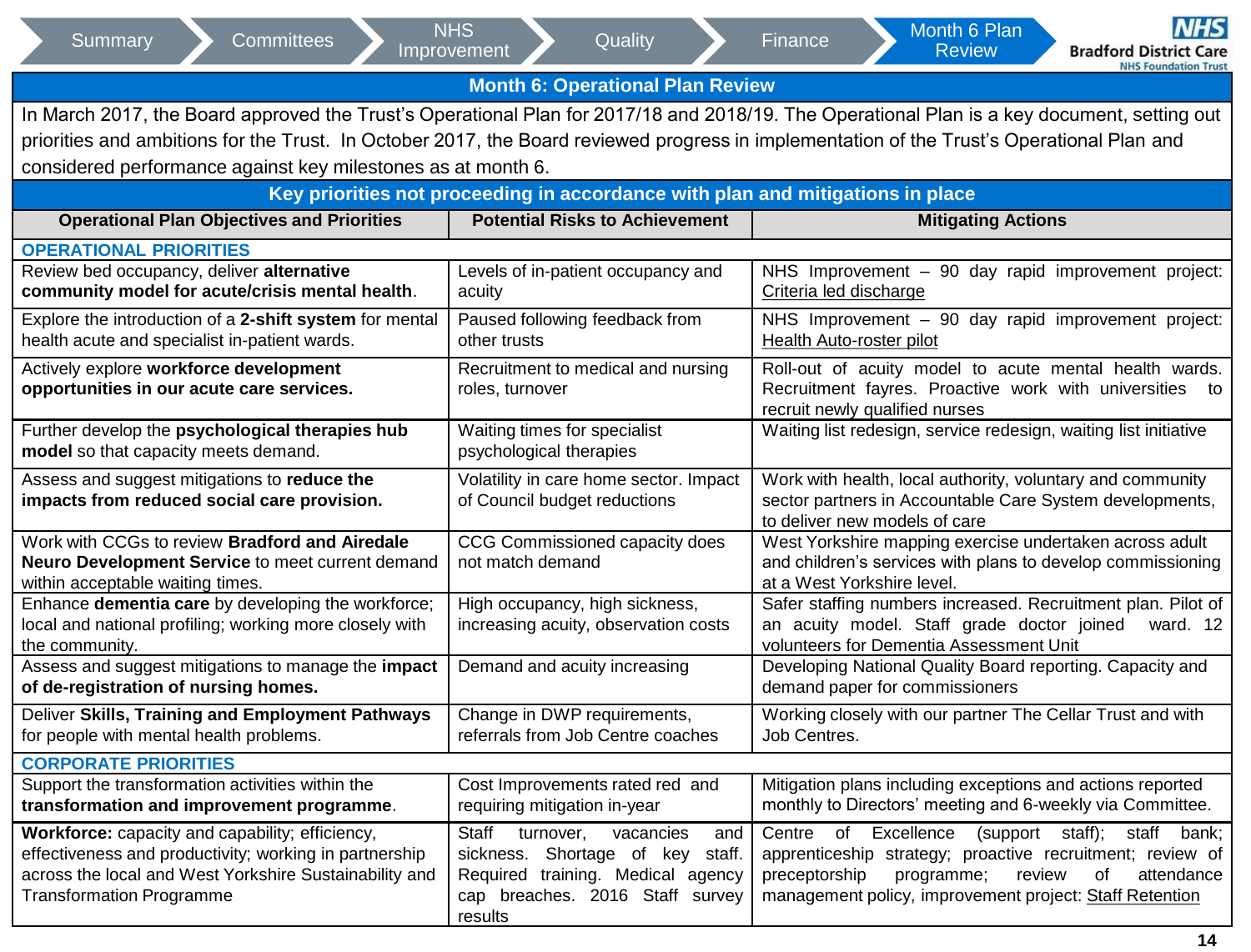Summary | Committees | NHS Improvement | Quality | Finance | **Month 6 Plan Review**

## Month 6: Operational Plan Review

In March 2017, the Board approved the Trust's Operational Plan for 2017/18 and 2018/19. The Operational Plan is a key document, setting out priorities and ambitions for the Trust. In October 2017, the Board reviewed progress in implementation of the Trust's Operational Plan and considered performance against key milestones as at month 6.

### Key priorities not proceeding in accordance with plan and mitigations in place

| Operational Plan Objectives and Priorities | Potential Risks to Achievement | Mitigating Actions |
|---|---|---|
| **OPERATIONAL PRIORITIES** | | |
| Review bed occupancy, deliver **alternative community model for acute/crisis mental health**. | Levels of in-patient occupancy and acuity | NHS Improvement – 90 day rapid improvement project: Criteria led discharge |
| Explore the introduction of a **2-shift system** for mental health acute and specialist in-patient wards. | Paused following feedback from other trusts | NHS Improvement – 90 day rapid improvement project: Health Auto-roster pilot |
| Actively explore **workforce development opportunities in our acute care services.** | Recruitment to medical and nursing roles, turnover | Roll-out of acuity model to acute mental health wards. Recruitment fayres. Proactive work with universities to recruit newly qualified nurses |
| Further develop the **psychological therapies hub model** so that capacity meets demand. | Waiting times for specialist psychological therapies | Waiting list redesign, service redesign, waiting list initiative |
| Assess and suggest mitigations to **reduce the impacts from reduced social care provision.** | Volatility in care home sector. Impact of Council budget reductions | Work with health, local authority, voluntary and community sector partners in Accountable Care System developments, to deliver new models of care |
| Work with CCGs to review **Bradford and Airedale Neuro Development Service** to meet current demand within acceptable waiting times. | CCG Commissioned capacity does not match demand | West Yorkshire mapping exercise undertaken across adult and children's services with plans to develop commissioning at a West Yorkshire level. |
| Enhance **dementia care** by developing the workforce; local and national profiling; working more closely with the community. | High occupancy, high sickness, increasing acuity, observation costs | Safer staffing numbers increased. Recruitment plan. Pilot of an acuity model. Staff grade doctor joined ward. 12 volunteers for Dementia Assessment Unit |
| Assess and suggest mitigations to manage the **impact of de-registration of nursing homes.** | Demand and acuity increasing | Developing National Quality Board reporting. Capacity and demand paper for commissioners |
| Deliver **Skills, Training and Employment Pathways** for people with mental health problems. | Change in DWP requirements, referrals from Job Centre coaches | Working closely with our partner The Cellar Trust and with Job Centres. |
| **CORPORATE PRIORITIES** | | |
| Support the transformation activities within the **transformation and improvement programme**. | Cost Improvements rated red and requiring mitigation in-year | Mitigation plans including exceptions and actions reported monthly to Directors' meeting and 6-weekly via Committee. |
| **Workforce:** capacity and capability; efficiency, effectiveness and productivity; working in partnership across the local and West Yorkshire Sustainability and Transformation Programme | Staff turnover, vacancies and sickness. Shortage of key staff. Required training. Medical agency cap breaches. 2016 Staff survey results | Centre of Excellence (support staff); staff bank; apprenticeship strategy; proactive recruitment; review of preceptorship programme; review of attendance management policy, improvement project: Staff Retention |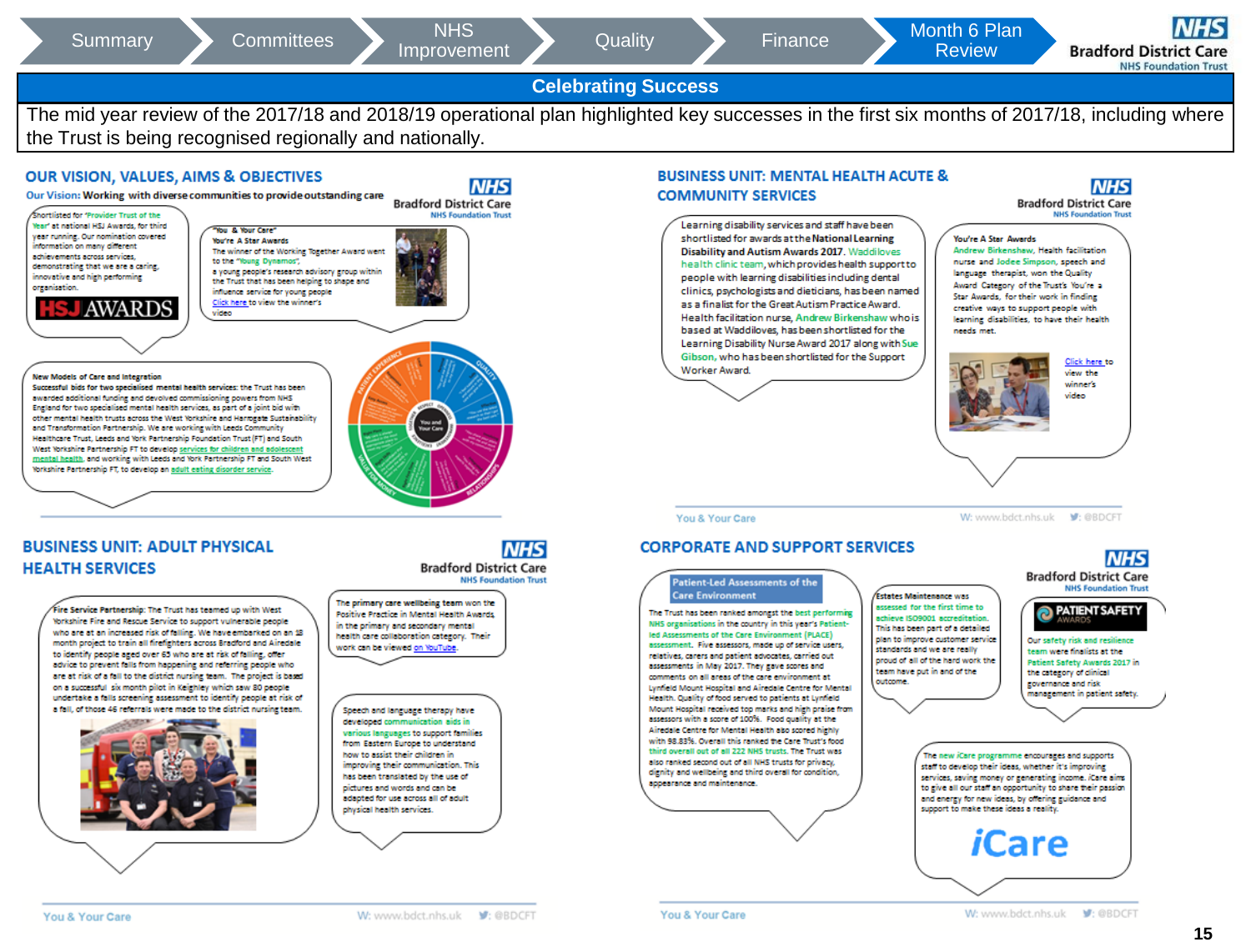Summary | Committees | NHS Improvement | Quality | Finance | Month 6 Plan Review

# Celebrating Success

The mid year review of the 2017/18 and 2018/19 operational plan highlighted key successes in the first six months of 2017/18, including where the Trust is being recognised regionally and nationally.

## OUR VISION, VALUES, AIMS & OBJECTIVES

**Our Vision:** Working with diverse communities to provide outstanding care

Shortlisted for 'Provider Trust of the Year' at national HSJ Awards, for third year running. Our nomination covered information on many different achievements across services, demonstrated that we are a caring, innovative and high performing organisation.

HSJ AWARDS

**"You & Your Care" You're A Star Awards**
The winner of the Working Together Award went to the "Young Dynamos", a young people's research advisory group within the Trust that has been helping to shape and influence service for young people. Click here to view the winner's video

**New Models of Care and Integration**
**Successful bids for two specialised mental health services:** the Trust has been awarded additional funding and devolved commissioning powers from NHS England for two specialised mental health services, as part of a joint bid with other mental health trusts across the West Yorkshire and Harrogate Sustainability and Transformation Partnership. We are working with Leeds Community Healthcare Trust, Leeds and York Partnership Foundation Trust (FT) and South West Yorkshire Partnership FT to develop services for children and adolescent mental health, and working with Leeds and York Partnership FT and South West Yorkshire Partnership FT, to develop an adult eating disorder service.

## BUSINESS UNIT: MENTAL HEALTH ACUTE & COMMUNITY SERVICES

Learning disability services and staff have been shortlisted for awards at the **National Learning Disability and Autism Awards 2017**. Waddiloves health clinic team, which provides health support to people with learning disabilities including dental clinics, psychologists and dieticians, has been named as a finalist for the Great Autism Practice Award. Health facilitation nurse, Andrew Birkenshaw who is based at Waddiloves, has been shortlisted for the Learning Disability Nurse Award 2017 along with Sue Gibson, who has been shortlisted for the Support Worker Award.

**You're A Star Awards**
Andrew Birkenshaw, Health facilitation nurse and Jodee Simpson, speech and language therapist, won the Quality Award Category of the Trust's You're a Star Awards, for their work in finding creative ways to support people with learning disabilities, to have their health needs met.

Click here to view the winner's video

## BUSINESS UNIT: ADULT PHYSICAL HEALTH SERVICES

**Fire Service Partnership:** The Trust has teamed up with West Yorkshire Fire and Rescue Service to support vulnerable people who are at an increased risk of falling. We have embarked on an 18 month project to train all firefighters across Bradford and Airedale to identify people aged over 65 who are at risk of falling, offer advice to prevent falls from happening and referring people who are at risk of a fall to the district nursing team. The project is based on a successful six month pilot in Keighley which saw 80 people undertake a falls screening assessment to identify people at risk of a fall, of those 46 referrals were made to the district nursing team.

The primary care wellbeing team won the Positive Practice in Mental Health Awards in the primary and secondary mental health care collaboration category. Their work can be viewed on YouTube.

Speech and language therapy have developed communication aids in various languages to support families from Eastern Europe to understand how to assist their children in improving their communication. This has been translated by the use of pictures and words and can be adapted for use across all of adult physical health services.

## CORPORATE AND SUPPORT SERVICES

**Patient-Led Assessments of the Care Environment**
The Trust has been ranked amongst the best performing NHS organisations in the country in this year's Patient-led Assessments of the Care Environment (PLACE) assessment. Five assessors, made up of service users, relatives, carers and patient advocates, carried out assessments in May 2017. They gave scores and comments on all areas of the care environment at Lynfield Mount Hospital and Airedale Centre for Mental Health. Quality of food served to patients at Lynfield Mount Hospital received top marks and high praise from assessors with a score of 100%. Food quality at the Airedale Centre for Mental Health also scored highly with 98.83%. Overall this ranked the Care Trust's food third overall out of all 222 NHS trusts. The Trust was also ranked second out of all NHS trusts for privacy, dignity and wellbeing and third overall for condition, appearance and maintenance.

Estates Maintenance was assessed for the first time to achieve ISO9001 accreditation. This has been part of a detailed plan to improve customer service standards and we are really proud of all of the hard work the team have put in and of the outcome.

PATIENT SAFETY AWARDS
Our safety risk and resilience team were finalists at the Patient Safety Awards 2017 in the category of clinical governance and risk management in patient safety.

The new iCare programme encourages and supports staff to develop their ideas, whether it's improving services, saving money or generating income. iCare aims to give all our staff an opportunity to share their passion and energy for new ideas, by offering guidance and support to make these ideas a reality.

iCare